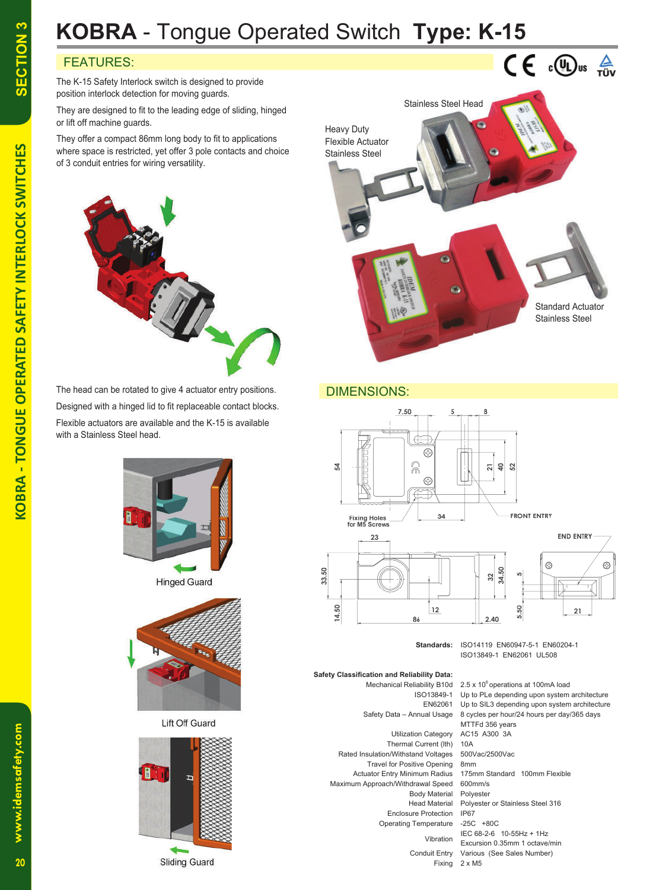# KOBRA - Tongue Operated Switch Type: K-15

## FEATURES:

The K-15 Safety Interlock switch is designed to provide position interlock detection for moving guards.

They are designed to fit to the leading edge of sliding, hinged or lift off machine guards.

They offer a compact 86mm long body to fit to applications where space is restricted, yet offer 3 pole contacts and choice of 3 conduit entries for wiring versatility.

Stainless Steel Head

Heavy Duty Flexible Actuator Stainless Steel

Standard Actuator Stainless Steel

The head can be rotated to give 4 actuator entry positions.

Designed with a hinged lid to fit replaceable contact blocks.

Flexible actuators are available and the K-15 is available with a Stainless Steel head.

Hinged Guard

Lift Off Guard

Sliding Guard

## DIMENSIONS:

7.50 5 8

54 21 40 52

Fixing Holes for M5 Screws 34 FRONT ENTRY

23 END ENTRY

33.50 32 34.50 5

14.50 12 86 2.40 5.50 21

| | |
|---|---|
| **Standards:** | ISO14119 EN60947-5-1 EN60204-1 ISO13849-1 EN62061 UL508 |

**Safety Classification and Reliability Data:**

| | |
|---|---|
| Mechanical Reliability B10d | 2.5 x $10^6$ operations at 100mA load |
| ISO13849-1 | Up to PLe depending upon system architecture |
| EN62061 | Up to SIL3 depending upon system architecture |
| Safety Data – Annual Usage | 8 cycles per hour/24 hours per day/365 days MTTFd 356 years |
| Utilization Category | AC15 A300 3A |
| Thermal Current (Ith) | 10A |
| Rated Insulation/Withstand Voltages | 500Vac/2500Vac |
| Travel for Positive Opening | 8mm |
| Actuator Entry Minimum Radius | 175mm Standard 100mm Flexible |
| Maximum Approach/Withdrawal Speed | 600mm/s |
| Body Material | Polyester |
| Head Material | Polyester or Stainless Steel 316 |
| Enclosure Protection | IP67 |
| Operating Temperature | -25C +80C |
| Vibration | IEC 68-2-6 10-55Hz + 1Hz Excursion 0.35mm 1 octave/min |
| Conduit Entry | Various (See Sales Number) |
| Fixing | 2 x M5 |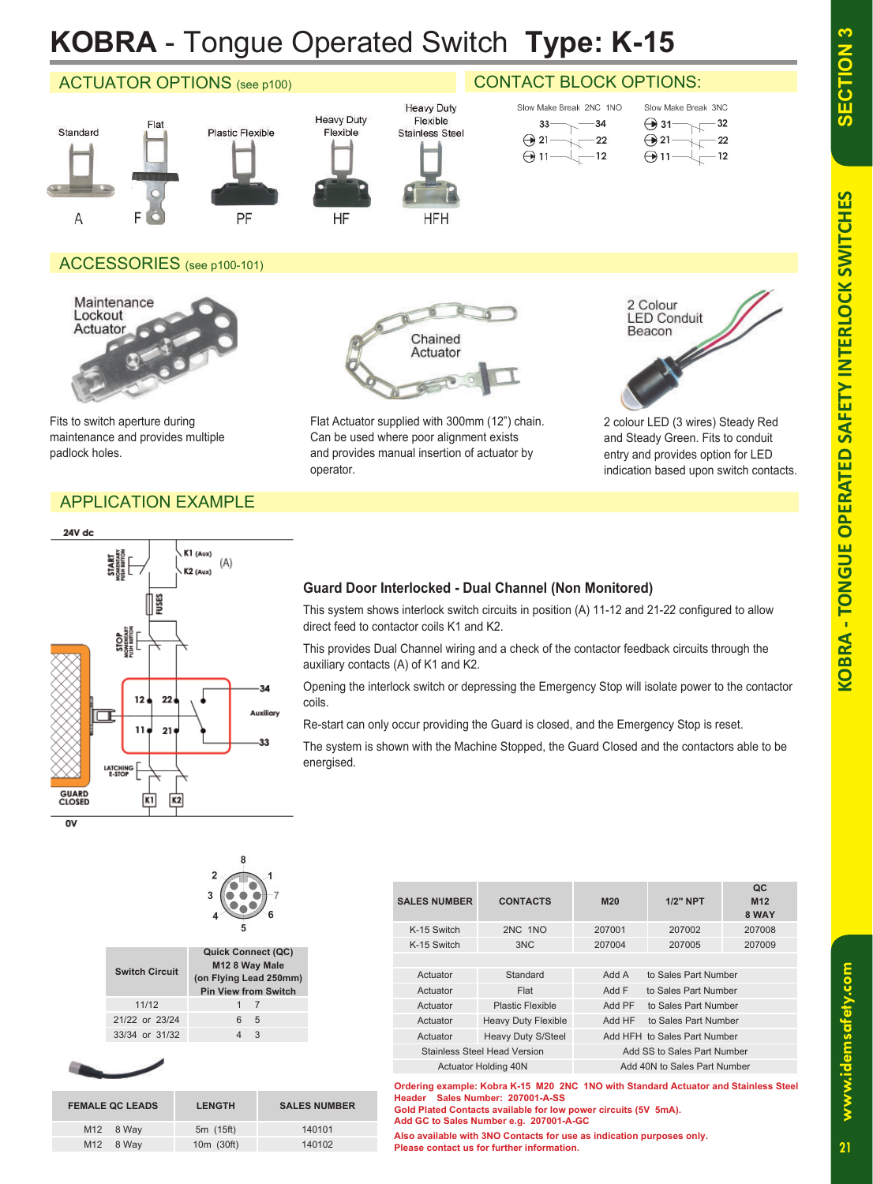# KOBRA - Tongue Operated Switch Type: K-15

## ACTUATOR OPTIONS (see p100)

Standard — A

Flat — F

Plastic Flexible — PF

Heavy Duty Flexible — HF

Heavy Duty Flexible Stainless Steel — HFH

## CONTACT BLOCK OPTIONS:

Slow Make Break 2NC 1NO

33 — 34
21 — 22
11 — 12

Slow Make Break 3NC

31 — 32
21 — 22
11 — 12

## ACCESSORIES (see p100-101)

**Maintenance Lockout Actuator**

Fits to switch aperture during maintenance and provides multiple padlock holes.

**Chained Actuator**

Flat Actuator supplied with 300mm (12") chain. Can be used where poor alignment exists and provides manual insertion of actuator by operator.

**2 Colour LED Conduit Beacon**

2 colour LED (3 wires) Steady Red and Steady Green. Fits to conduit entry and provides option for LED indication based upon switch contacts.

## APPLICATION EXAMPLE

24V dc
START MOMENTARY PUSH BUTTON
K1 (Aux)
K2 (Aux)
(A)
FUSES
STOP MOMENTARY PUSH BUTTON
12 22
11 21
34
Auxiliary
33
LATCHING E-STOP
GUARD CLOSED
K1 K2
0V

### Guard Door Interlocked - Dual Channel (Non Monitored)

This system shows interlock switch circuits in position (A) 11-12 and 21-22 configured to allow direct feed to contactor coils K1 and K2.

This provides Dual Channel wiring and a check of the contactor feedback circuits through the auxiliary contacts (A) of K1 and K2.

Opening the interlock switch or depressing the Emergency Stop will isolate power to the contactor coils.

Re-start can only occur providing the Guard is closed, and the Emergency Stop is reset.

The system is shown with the Machine Stopped, the Guard Closed and the contactors able to be energised.

| Switch Circuit | Quick Connect (QC) M12 8 Way Male (on Flying Lead 250mm) Pin View from Switch |
|---|---|
| 11/12 | 1 7 |
| 21/22 or 23/24 | 6 5 |
| 33/34 or 31/32 | 4 3 |

| FEMALE QC LEADS | LENGTH | SALES NUMBER |
|---|---|---|
| M12 8 Way | 5m (15ft) | 140101 |
| M12 8 Way | 10m (30ft) | 140102 |

| SALES NUMBER | CONTACTS | M20 | 1/2" NPT | QC M12 8 WAY |
|---|---|---|---|---|
| K-15 Switch | 2NC 1NO | 207001 | 207002 | 207008 |
| K-15 Switch | 3NC | 207004 | 207005 | 207009 |
| | | | | |
| Actuator | Standard | Add A to Sales Part Number | | |
| Actuator | Flat | Add F to Sales Part Number | | |
| Actuator | Plastic Flexible | Add PF to Sales Part Number | | |
| Actuator | Heavy Duty Flexible | Add HF to Sales Part Number | | |
| Actuator | Heavy Duty S/Steel | Add HFH to Sales Part Number | | |
| Stainless Steel Head Version | | Add SS to Sales Part Number | | |
| Actuator Holding 40N | | Add 40N to Sales Part Number | | |

**Ordering example: Kobra K-15 M20 2NC 1NO with Standard Actuator and Stainless Steel Header Sales Number: 207001-A-SS**
**Gold Plated Contacts available for low power circuits (5V 5mA).**
**Add GC to Sales Number e.g. 207001-A-GC**

**Also available with 3NO Contacts for use as indication purposes only.**
**Please contact us for further information.**